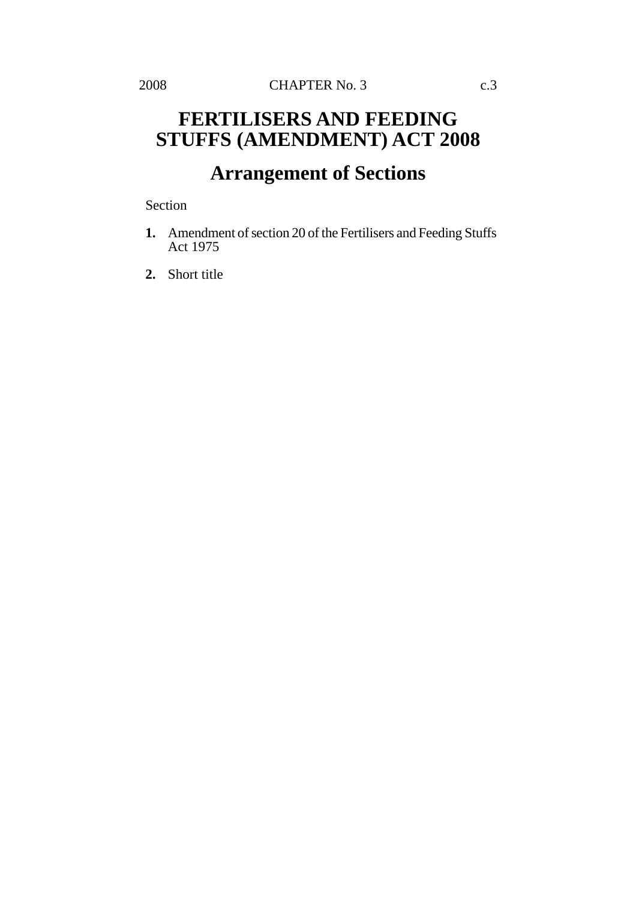# FERTILISERS AND FEEDING STUFFS (AMENDMENT) ACT 2008

## Arrangement of Sections

Section

**1.** Amendment of section 20 of the Fertilisers and Feeding Stuffs Act 1975

**2.** Short title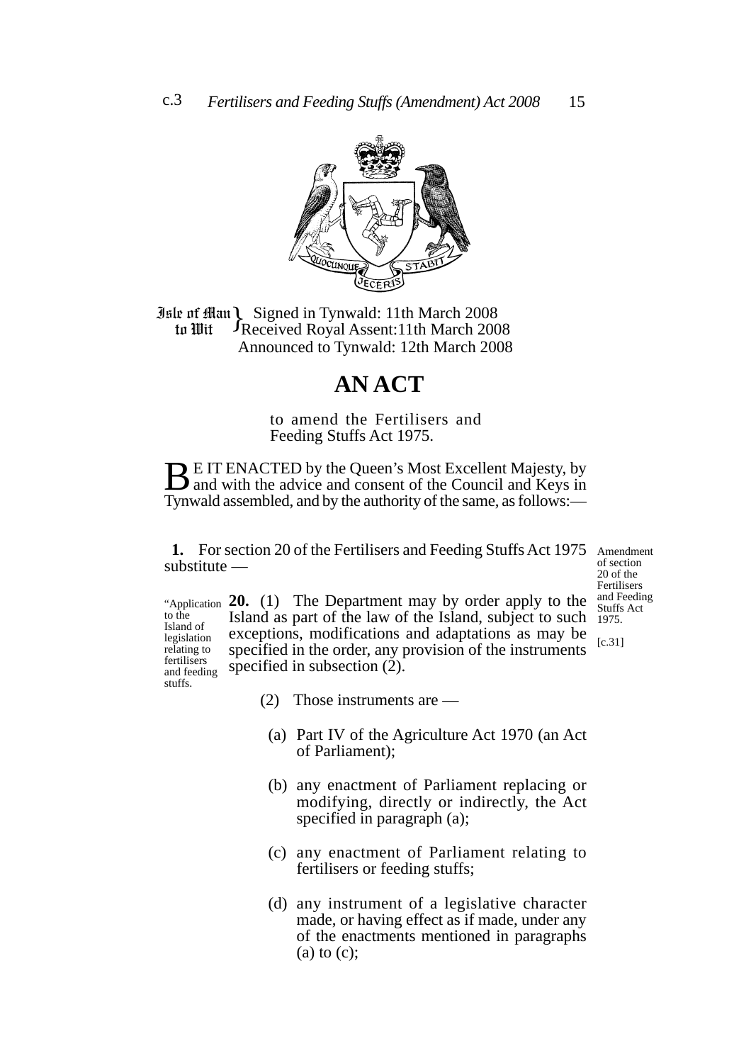Isle of Man to Wit } Signed in Tynwald: 11th March 2008
Received Royal Assent: 11th March 2008
Announced to Tynwald: 12th March 2008

# AN ACT

to amend the Fertilisers and Feeding Stuffs Act 1975.

BE IT ENACTED by the Queen's Most Excellent Majesty, by and with the advice and consent of the Council and Keys in Tynwald assembled, and by the authority of the same, as follows:—

*Amendment of section 20 of the Fertilisers and Feeding Stuffs Act 1975.*
*[c.31]*

**1.** For section 20 of the Fertilisers and Feeding Stuffs Act 1975 substitute —

*"Application to the Island of legislation relating to fertilisers and feeding stuffs.*

**20.** (1) The Department may by order apply to the Island as part of the law of the Island, subject to such exceptions, modifications and adaptations as may be specified in the order, any provision of the instruments specified in subsection (2).

(2) Those instruments are —

(a) Part IV of the Agriculture Act 1970 (an Act of Parliament);

(b) any enactment of Parliament replacing or modifying, directly or indirectly, the Act specified in paragraph (a);

(c) any enactment of Parliament relating to fertilisers or feeding stuffs;

(d) any instrument of a legislative character made, or having effect as if made, under any of the enactments mentioned in paragraphs (a) to (c);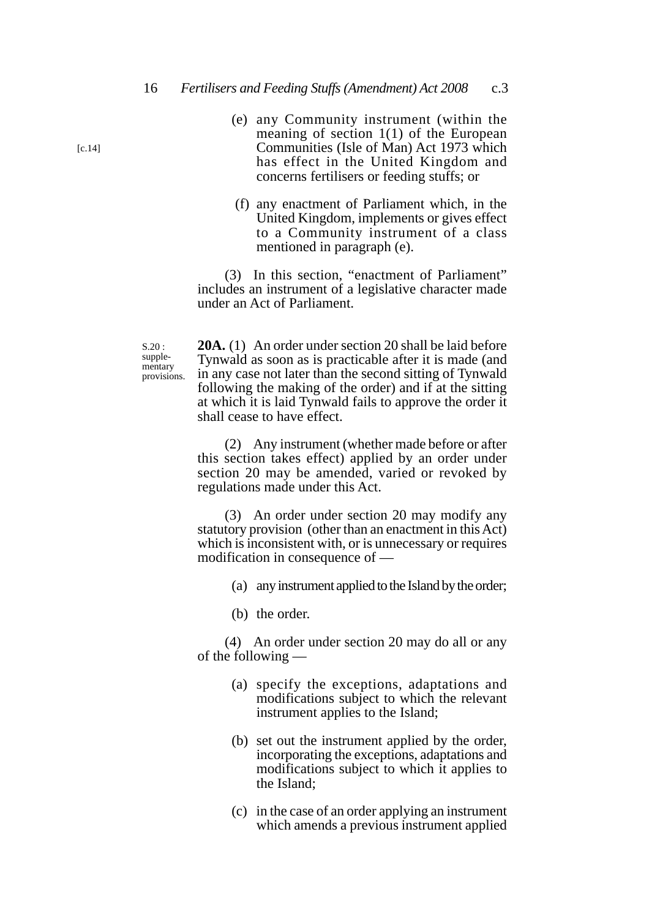(e) any Community instrument (within the meaning of section 1(1) of the European Communities (Isle of Man) Act 1973 which has effect in the United Kingdom and concerns fertilisers or feeding stuffs; or

[c.14]

(f) any enactment of Parliament which, in the United Kingdom, implements or gives effect to a Community instrument of a class mentioned in paragraph (e).

(3) In this section, "enactment of Parliament" includes an instrument of a legislative character made under an Act of Parliament.

S.20 : supplementary provisions.

**20A.** (1) An order under section 20 shall be laid before Tynwald as soon as is practicable after it is made (and in any case not later than the second sitting of Tynwald following the making of the order) and if at the sitting at which it is laid Tynwald fails to approve the order it shall cease to have effect.

(2) Any instrument (whether made before or after this section takes effect) applied by an order under section 20 may be amended, varied or revoked by regulations made under this Act.

(3) An order under section 20 may modify any statutory provision (other than an enactment in this Act) which is inconsistent with, or is unnecessary or requires modification in consequence of —

(a) any instrument applied to the Island by the order;

(b) the order.

(4) An order under section 20 may do all or any of the following —

(a) specify the exceptions, adaptations and modifications subject to which the relevant instrument applies to the Island;

(b) set out the instrument applied by the order, incorporating the exceptions, adaptations and modifications subject to which it applies to the Island;

(c) in the case of an order applying an instrument which amends a previous instrument applied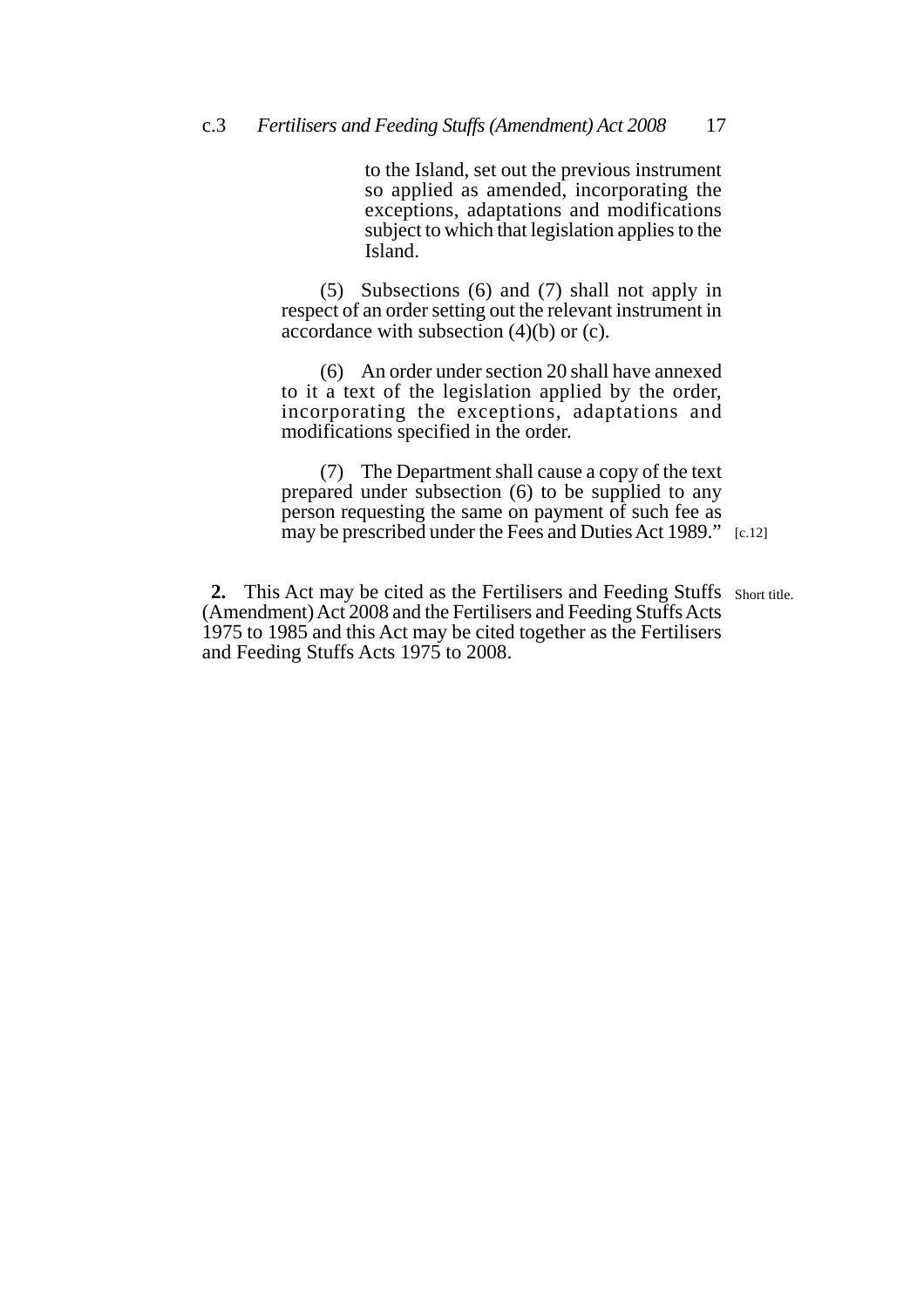to the Island, set out the previous instrument so applied as amended, incorporating the exceptions, adaptations and modifications subject to which that legislation applies to the Island.

(5) Subsections (6) and (7) shall not apply in respect of an order setting out the relevant instrument in accordance with subsection (4)(b) or (c).

(6) An order under section 20 shall have annexed to it a text of the legislation applied by the order, incorporating the exceptions, adaptations and modifications specified in the order.

(7) The Department shall cause a copy of the text prepared under subsection (6) to be supplied to any person requesting the same on payment of such fee as may be prescribed under the Fees and Duties Act 1989." [c.12]

Short title.

**2.** This Act may be cited as the Fertilisers and Feeding Stuffs (Amendment) Act 2008 and the Fertilisers and Feeding Stuffs Acts 1975 to 1985 and this Act may be cited together as the Fertilisers and Feeding Stuffs Acts 1975 to 2008.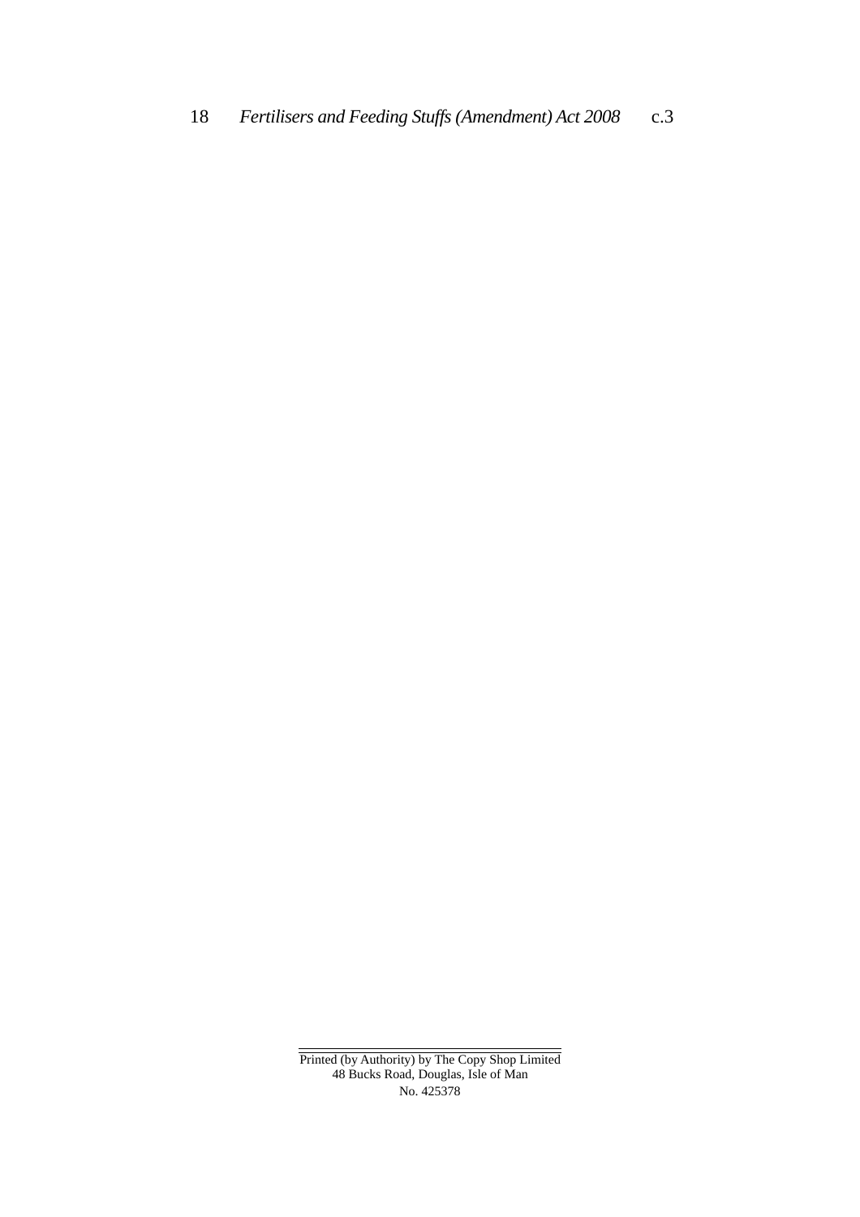Printed (by Authority) by The Copy Shop Limited
48 Bucks Road, Douglas, Isle of Man
No. 425378